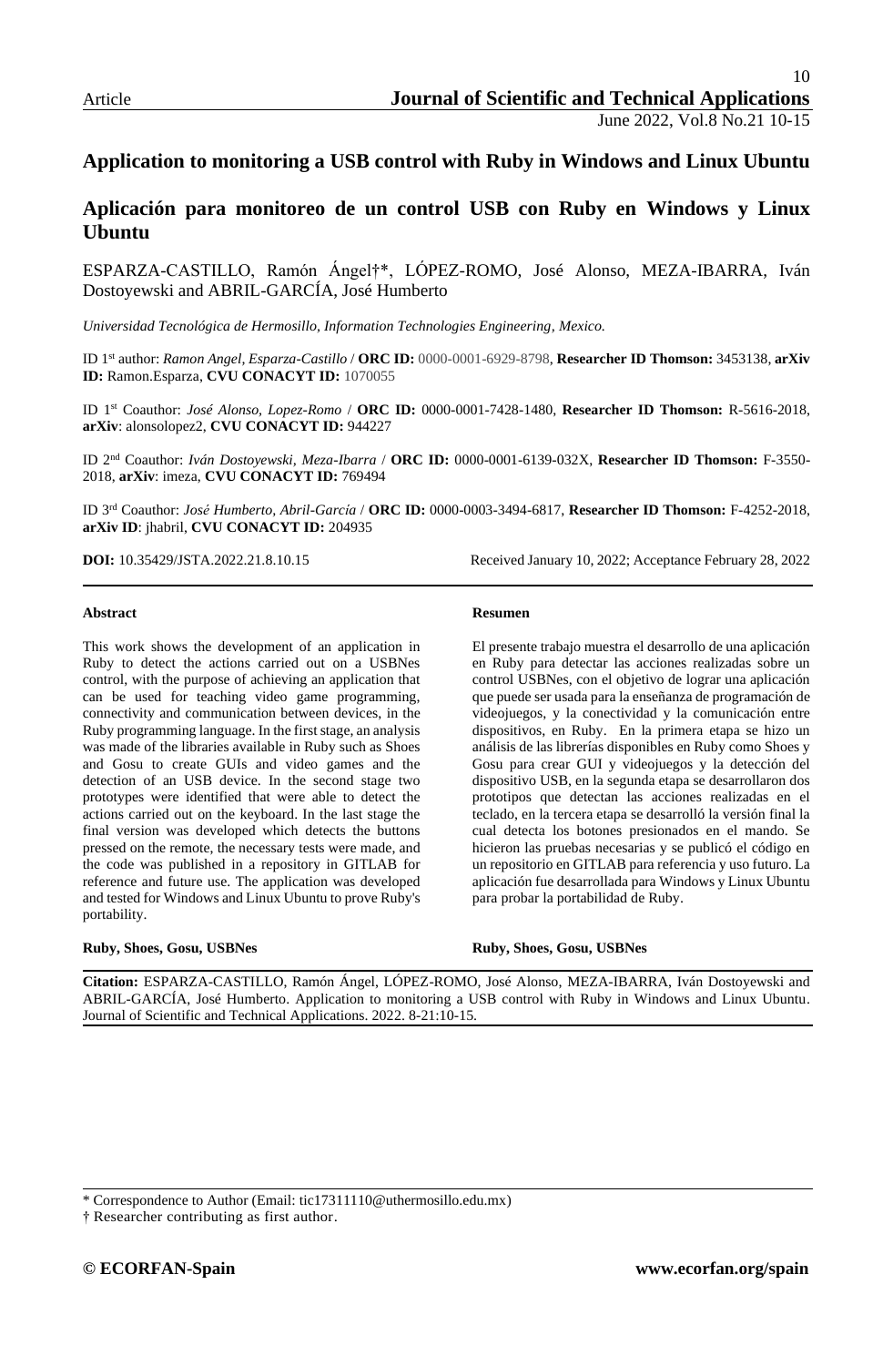Article

# Application to monitoring a USB control with Ruby in Windows and Linux Ubuntu

# Aplicación para monitoreo de un control USB con Ruby en Windows y Linux Ubuntu

ESPARZA-CASTILLO, Ramón Ángel†*, LÓPEZ-ROMO, José Alonso, MEZA-IBARRA, Iván Dostoyewski and ABRIL-GARCÍA, José Humberto

*Universidad Tecnológica de Hermosillo, Information Technologies Engineering, Mexico.*

ID 1st author: *Ramon Angel, Esparza-Castillo* / **ORC ID:** 0000-0001-6929-8798, **Researcher ID Thomson:** 3453138, **arXiv ID:** Ramon.Esparza, **CVU CONACYT ID:** 1070055

ID 1st Coauthor: *José Alonso, Lopez-Romo* / **ORC ID:** 0000-0001-7428-1480, **Researcher ID Thomson:** R-5616-2018, **arXiv**: alonsolopez2, **CVU CONACYT ID:** 944227

ID 2nd Coauthor: *Iván Dostoyewski, Meza-Ibarra* / **ORC ID:** 0000-0001-6139-032X, **Researcher ID Thomson:** F-3550-2018, **arXiv**: imeza, **CVU CONACYT ID:** 769494

ID 3rd Coauthor: *José Humberto, Abril-García* / **ORC ID:** 0000-0003-3494-6817, **Researcher ID Thomson:** F-4252-2018, **arXiv ID**: jhabril, **CVU CONACYT ID:** 204935

**DOI:** 10.35429/JSTA.2022.21.8.10.15

Received January 10, 2022; Acceptance February 28, 2022

---

#### Abstract

This work shows the development of an application in Ruby to detect the actions carried out on a USBNes control, with the purpose of achieving an application that can be used for teaching video game programming, connectivity and communication between devices, in the Ruby programming language. In the first stage, an analysis was made of the libraries available in Ruby such as Shoes and Gosu to create GUIs and video games and the detection of an USB device. In the second stage two prototypes were identified that were able to detect the actions carried out on the keyboard. In the last stage the final version was developed which detects the buttons pressed on the remote, the necessary tests were made, and the code was published in a repository in GITLAB for reference and future use. The application was developed and tested for Windows and Linux Ubuntu to prove Ruby's portability.

**Ruby, Shoes, Gosu, USBNes**

#### Resumen

El presente trabajo muestra el desarrollo de una aplicación en Ruby para detectar las acciones realizadas sobre un control USBNes, con el objetivo de lograr una aplicación que puede ser usada para la enseñanza de programación de videojuegos, y la conectividad y la comunicación entre dispositivos, en Ruby. En la primera etapa se hizo un análisis de las librerías disponibles en Ruby como Shoes y Gosu para crear GUI y videojuegos y la detección del dispositivo USB, en la segunda etapa se desarrollaron dos prototipos que detectan las acciones realizadas en el teclado, en la tercera etapa se desarrolló la versión final la cual detecta los botones presionados en el mando. Se hicieron las pruebas necesarias y se publicó el código en un repositorio en GITLAB para referencia y uso futuro. La aplicación fue desarrollada para Windows y Linux Ubuntu para probar la portabilidad de Ruby.

**Ruby, Shoes, Gosu, USBNes**

---

**Citation:** ESPARZA-CASTILLO, Ramón Ángel, LÓPEZ-ROMO, José Alonso, MEZA-IBARRA, Iván Dostoyewski and ABRIL-GARCÍA, José Humberto. Application to monitoring a USB control with Ruby in Windows and Linux Ubuntu. Journal of Scientific and Technical Applications. 2022. 8-21:10-15.

---

\* Correspondence to Author (Email: tic17311110@uthermosillo.edu.mx)

† Researcher contributing as first author.

© ECORFAN-Spain www.ecorfan.org/spain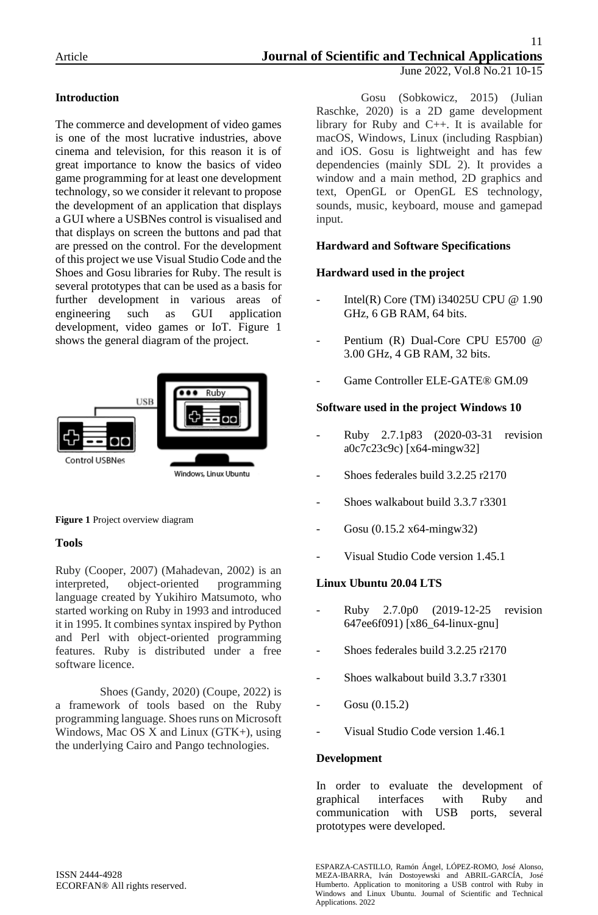**Introduction**

The commerce and development of video games is one of the most lucrative industries, above cinema and television, for this reason it is of great importance to know the basics of video game programming for at least one development technology, so we consider it relevant to propose the development of an application that displays a GUI where a USBNes control is visualised and that displays on screen the buttons and pad that are pressed on the control. For the development of this project we use Visual Studio Code and the Shoes and Gosu libraries for Ruby. The result is several prototypes that can be used as a basis for further development in various areas of engineering such as GUI application development, video games or IoT. Figure 1 shows the general diagram of the project.

**Figure 1** Project overview diagram

**Tools**

Ruby (Cooper, 2007) (Mahadevan, 2002) is an interpreted, object-oriented programming language created by Yukihiro Matsumoto, who started working on Ruby in 1993 and introduced it in 1995. It combines syntax inspired by Python and Perl with object-oriented programming features. Ruby is distributed under a free software licence.

Shoes (Gandy, 2020) (Coupe, 2022) is a framework of tools based on the Ruby programming language. Shoes runs on Microsoft Windows, Mac OS X and Linux (GTK+), using the underlying Cairo and Pango technologies.

Gosu (Sobkowicz, 2015) (Julian Raschke, 2020) is a 2D game development library for Ruby and C++. It is available for macOS, Windows, Linux (including Raspbian) and iOS. Gosu is lightweight and has few dependencies (mainly SDL 2). It provides a window and a main method, 2D graphics and text, OpenGL or OpenGL ES technology, sounds, music, keyboard, mouse and gamepad input.

**Hardward and Software Specifications**

**Hardward used in the project**

- Intel(R) Core (TM) i34025U CPU @ 1.90 GHz, 6 GB RAM, 64 bits.
- Pentium (R) Dual-Core CPU E5700 @ 3.00 GHz, 4 GB RAM, 32 bits.
- Game Controller ELE-GATE® GM.09

**Software used in the project Windows 10**

- Ruby 2.7.1p83 (2020-03-31 revision a0c7c23c9c) [x64-mingw32]
- Shoes federales build 3.2.25 r2170
- Shoes walkabout build 3.3.7 r3301
- Gosu (0.15.2 x64-mingw32)
- Visual Studio Code version 1.45.1

**Linux Ubuntu 20.04 LTS**

- Ruby 2.7.0p0 (2019-12-25 revision 647ee6f091) [x86_64-linux-gnu]
- Shoes federales build 3.2.25 r2170
- Shoes walkabout build 3.3.7 r3301
- Gosu (0.15.2)
- Visual Studio Code version 1.46.1

**Development**

In order to evaluate the development of graphical interfaces with Ruby and communication with USB ports, several prototypes were developed.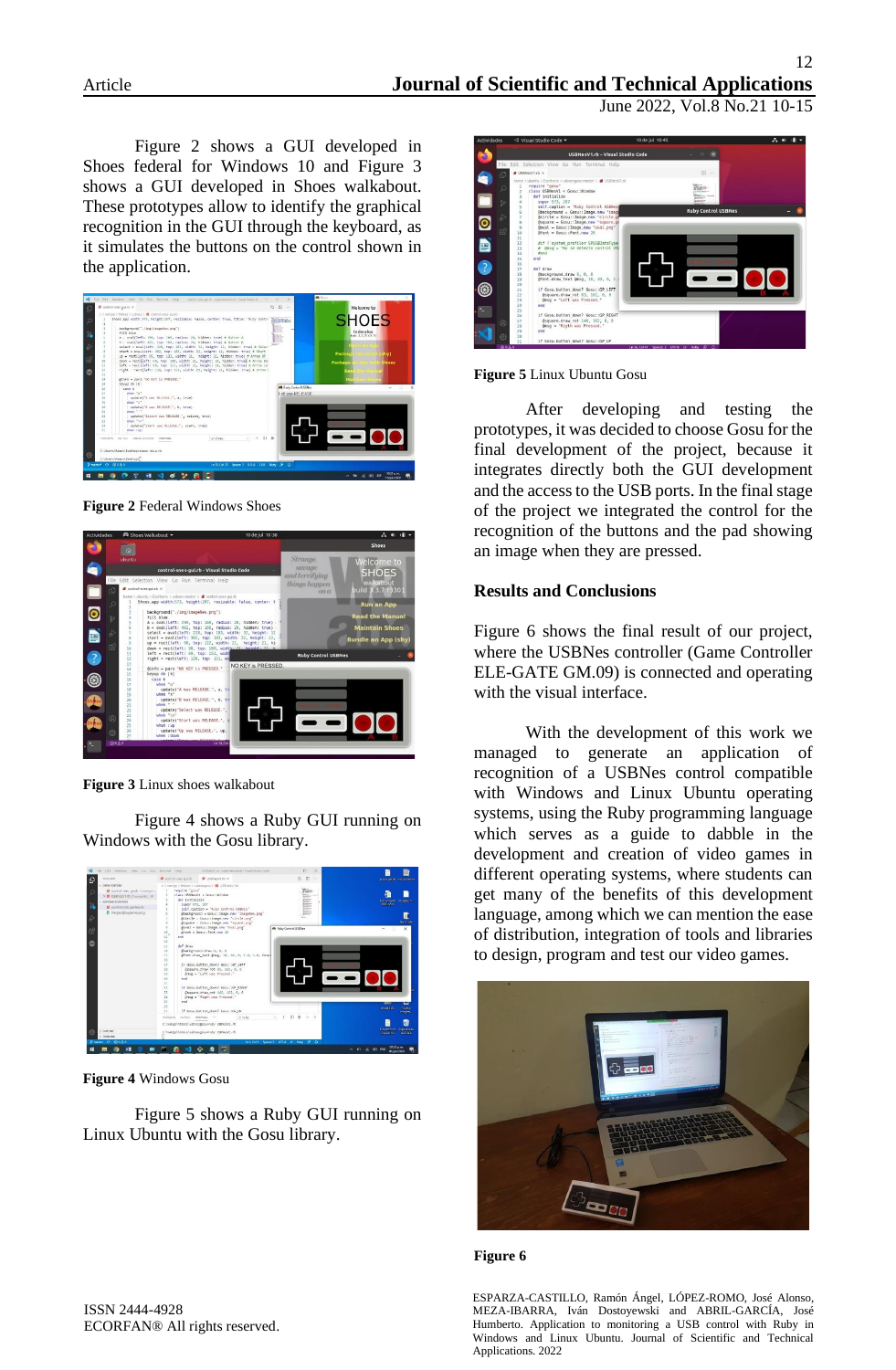Figure 2 shows a GUI developed in Shoes federal for Windows 10 and Figure 3 shows a GUI developed in Shoes walkabout. These prototypes allow to identify the graphical recognition in the GUI through the keyboard, as it simulates the buttons on the control shown in the application.

**Figure 2** Federal Windows Shoes

**Figure 3** Linux shoes walkabout

Figure 4 shows a Ruby GUI running on Windows with the Gosu library.

**Figure 4** Windows Gosu

Figure 5 shows a Ruby GUI running on Linux Ubuntu with the Gosu library.

**Figure 5** Linux Ubuntu Gosu

After developing and testing the prototypes, it was decided to choose Gosu for the final development of the project, because it integrates directly both the GUI development and the access to the USB ports. In the final stage of the project we integrated the control for the recognition of the buttons and the pad showing an image when they are pressed.

## Results and Conclusions

Figure 6 shows the final result of our project, where the USBNes controller (Game Controller ELE-GATE GM.09) is connected and operating with the visual interface.

With the development of this work we managed to generate an application of recognition of a USBNes control compatible with Windows and Linux Ubuntu operating systems, using the Ruby programming language which serves as a guide to dabble in the development and creation of video games in different operating systems, where students can get many of the benefits of this development language, among which we can mention the ease of distribution, integration of tools and libraries to design, program and test our video games.

**Figure 6**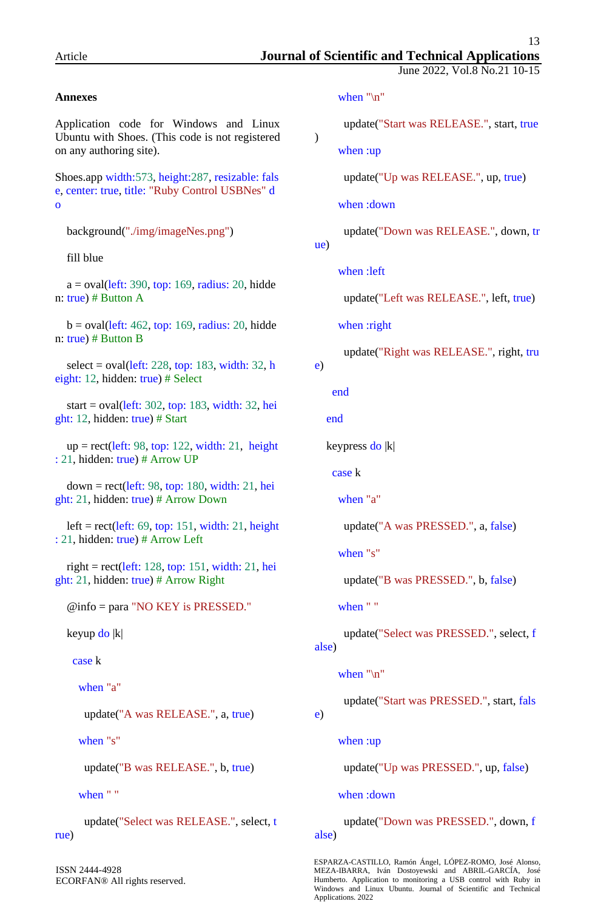### Annexes

Application code for Windows and Linux Ubuntu with Shoes. (This code is not registered on any authoring site).

```
Shoes.app width:573, height:287, resizable: false, center: true, title: "Ruby Control USBNes" do

  background("./img/imageNes.png")

  fill blue

  a = oval(left: 390, top: 169, radius: 20, hidden: true) # Button A

  b = oval(left: 462, top: 169, radius: 20, hidden: true) # Button B

  select = oval(left: 228, top: 183, width: 32, height: 12, hidden: true) # Select

  start = oval(left: 302, top: 183, width: 32, height: 12, hidden: true) # Start

  up = rect(left: 98, top: 122, width: 21,  height: 21, hidden: true) # Arrow UP

  down = rect(left: 98, top: 180, width: 21, height: 21, hidden: true) # Arrow Down

  left = rect(left: 69, top: 151, width: 21, height: 21, hidden: true) # Arrow Left

  right = rect(left: 128, top: 151, width: 21, height: 21, hidden: true) # Arrow Right

  @info = para "NO KEY is PRESSED."

  keyup do |k|

    case k

      when "a"

        update("A was RELEASE.", a, true)

      when "s"

        update("B was RELEASE.", b, true)

      when " "

        update("Select was RELEASE.", select, true)

      when "\n"

        update("Start was RELEASE.", start, true)

      when :up

        update("Up was RELEASE.", up, true)

      when :down

        update("Down was RELEASE.", down, true)

      when :left

        update("Left was RELEASE.", left, true)

      when :right

        update("Right was RELEASE.", right, true)

    end

  end

  keypress do |k|

    case k

      when "a"

        update("A was PRESSED.", a, false)

      when "s"

        update("B was PRESSED.", b, false)

      when " "

        update("Select was PRESSED.", select, false)

      when "\n"

        update("Start was PRESSED.", start, false)

      when :up

        update("Up was PRESSED.", up, false)

      when :down

        update("Down was PRESSED.", down, false)
```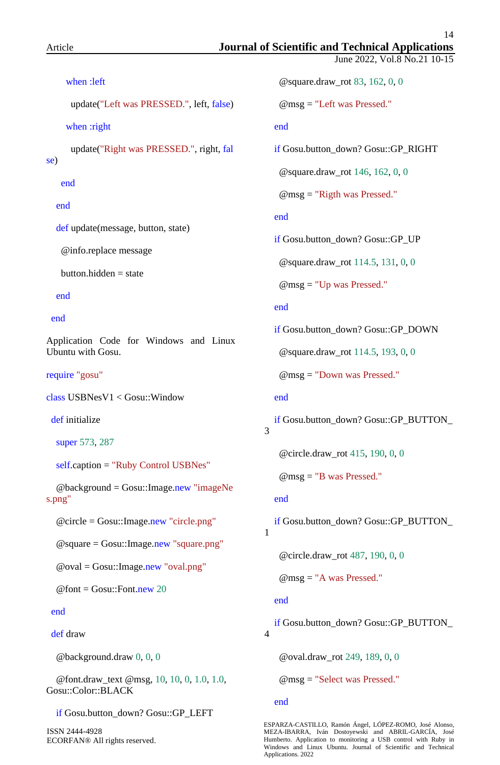```
      when :left
        update("Left was PRESSED.", left, false)
      when :right
        update("Right was PRESSED.", right, false)
    end
  end
  def update(message, button, state)
    @info.replace message
    button.hidden = state
  end
end
```

Application Code for Windows and Linux Ubuntu with Gosu.

```
require "gosu"
class USBNesV1 < Gosu::Window
 def initialize
  super 573, 287
  self.caption = "Ruby Control USBNes"
  @background = Gosu::Image.new "imageNes.png"
  @circle = Gosu::Image.new "circle.png"
  @square = Gosu::Image.new "square.png"
  @oval = Gosu::Image.new "oval.png"
  @font = Gosu::Font.new 20
 end
 def draw
  @background.draw 0, 0, 0
  @font.draw_text @msg, 10, 10, 0, 1.0, 1.0, Gosu::Color::BLACK
  if Gosu.button_down? Gosu::GP_LEFT
   @square.draw_rot 83, 162, 0, 0
   @msg = "Left was Pressed."
  end
  if Gosu.button_down? Gosu::GP_RIGHT
   @square.draw_rot 146, 162, 0, 0
   @msg = "Rigth was Pressed."
  end
  if Gosu.button_down? Gosu::GP_UP
   @square.draw_rot 114.5, 131, 0, 0
   @msg = "Up was Pressed."
  end
  if Gosu.button_down? Gosu::GP_DOWN
   @square.draw_rot 114.5, 193, 0, 0
   @msg = "Down was Pressed."
  end
  if Gosu.button_down? Gosu::GP_BUTTON_3
   @circle.draw_rot 415, 190, 0, 0
   @msg = "B was Pressed."
  end
  if Gosu.button_down? Gosu::GP_BUTTON_1
   @circle.draw_rot 487, 190, 0, 0
   @msg = "A was Pressed."
  end
  if Gosu.button_down? Gosu::GP_BUTTON_4
   @oval.draw_rot 249, 189, 0, 0
   @msg = "Select was Pressed."
  end
```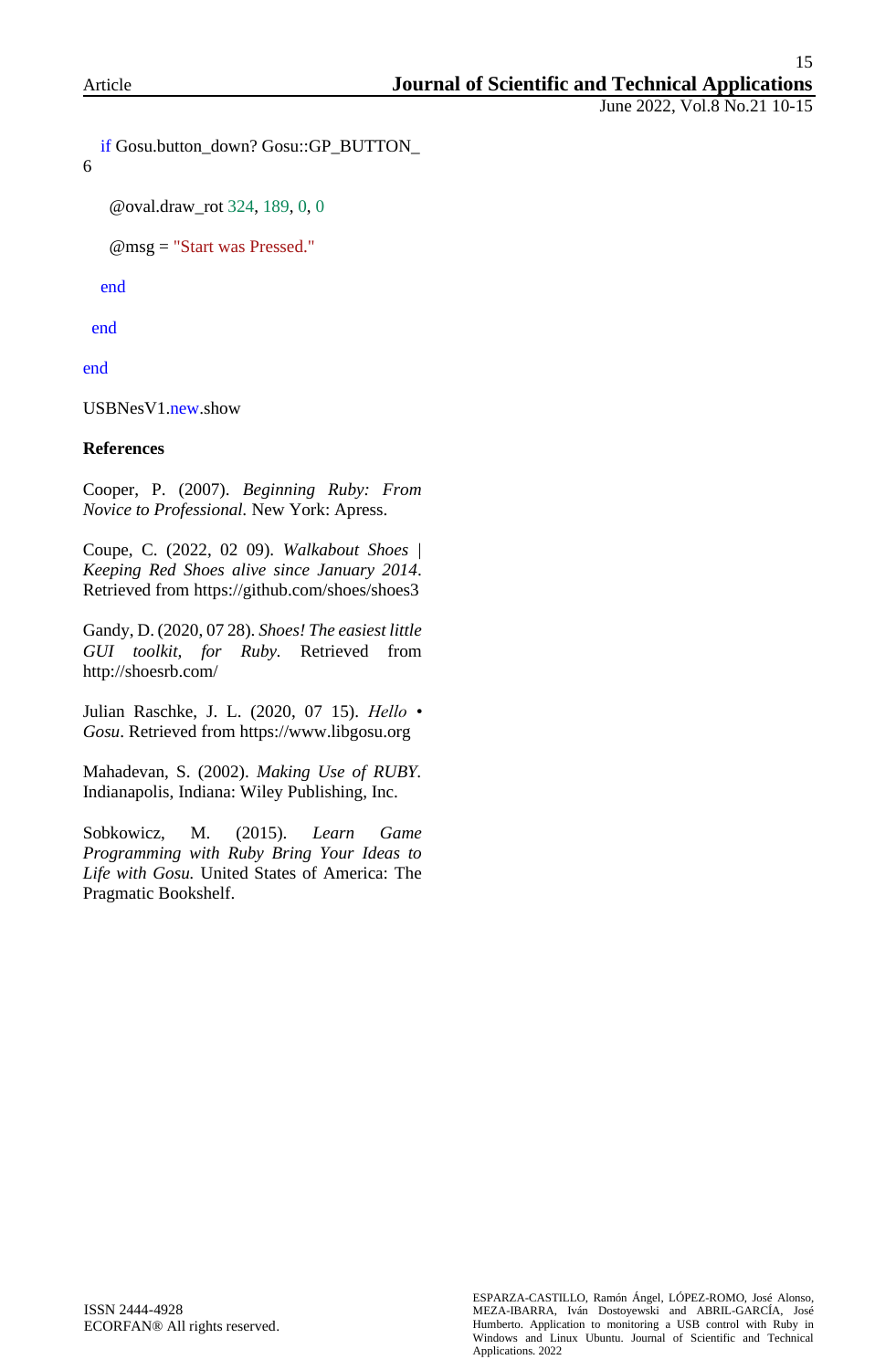```ruby
  if Gosu.button_down? Gosu::GP_BUTTON_6
    @oval.draw_rot 324, 189, 0, 0
    @msg = "Start was Pressed."
  end
 end
end
USBNesV1.new.show
```

**References**

Cooper, P. (2007). *Beginning Ruby: From Novice to Professional*. New York: Apress.

Coupe, C. (2022, 02 09). *Walkabout Shoes | Keeping Red Shoes alive since January 2014*. Retrieved from https://github.com/shoes/shoes3

Gandy, D. (2020, 07 28). *Shoes! The easiest little GUI toolkit, for Ruby*. Retrieved from http://shoesrb.com/

Julian Raschke, J. L. (2020, 07 15). *Hello • Gosu*. Retrieved from https://www.libgosu.org

Mahadevan, S. (2002). *Making Use of RUBY*. Indianapolis, Indiana: Wiley Publishing, Inc.

Sobkowicz, M. (2015). *Learn Game Programming with Ruby Bring Your Ideas to Life with Gosu.* United States of America: The Pragmatic Bookshelf.